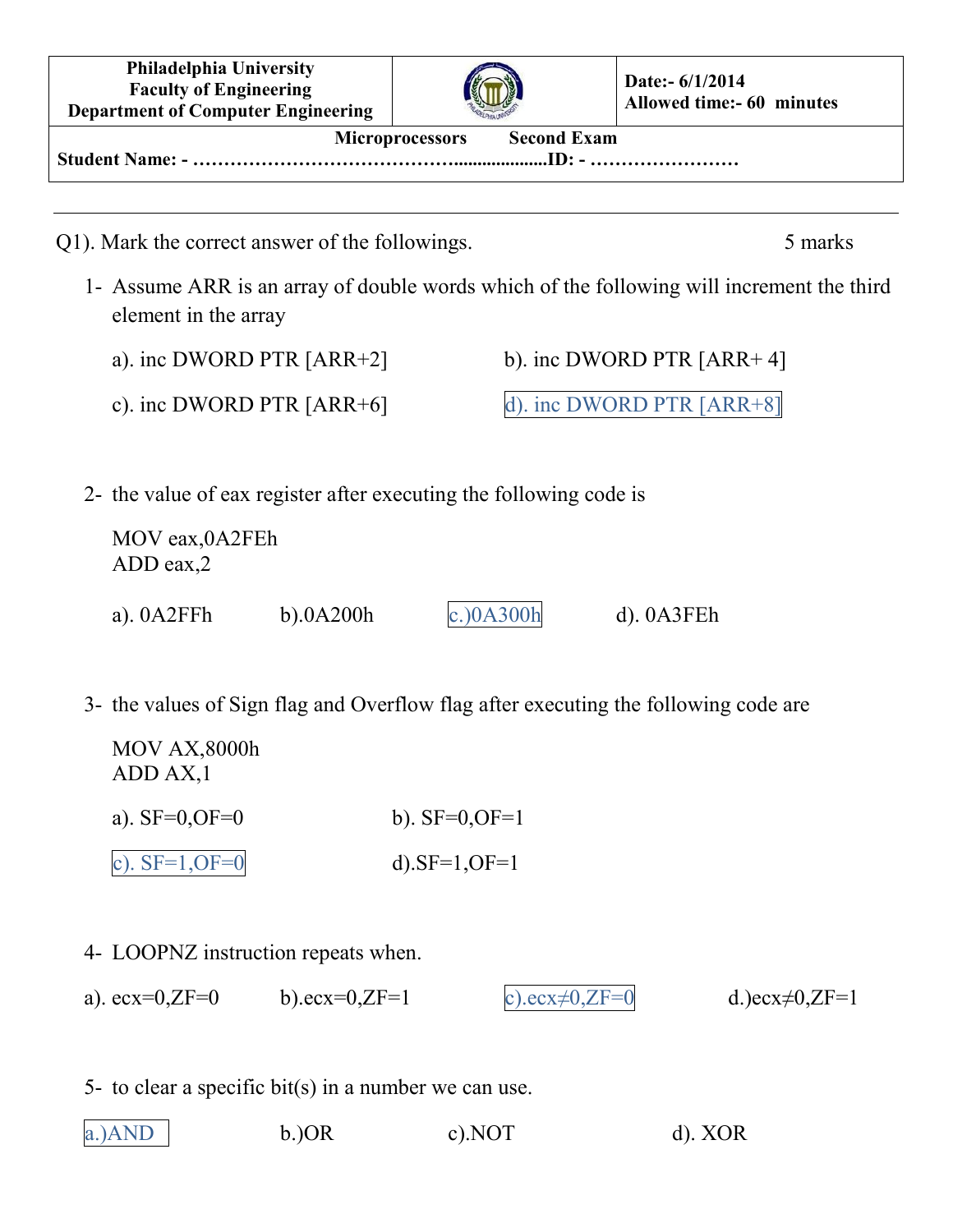| Philadelphia University<br>Faculty of Engineering<br>Department of Computer Engineering | | Date:- 6/1/2014<br>Allowed time:- 60 minutes |
|---|---|---|

**Microprocessors Second Exam**

**Student Name: - ……………………………………..................ID: - ……………………**

---

Q1). Mark the correct answer of the followings. 5 marks

1- Assume ARR is an array of double words which of the following will increment the third element in the array

a). inc DWORD PTR [ARR+2]   b). inc DWORD PTR [ARR+ 4]

c). inc DWORD PTR [ARR+6]   d). inc DWORD PTR [ARR+8]

2- the value of eax register after executing the following code is

```
MOV eax,0A2FEh
ADD eax,2
```

a). 0A2FFh   b).0A200h   c.)0A300h   d). 0A3FEh

3- the values of Sign flag and Overflow flag after executing the following code are

```
MOV AX,8000h
ADD AX,1
```

a). SF=0,OF=0   b). SF=0,OF=1

c). SF=1,OF=0   d).SF=1,OF=1

4- LOOPNZ instruction repeats when.

a). ecx=0,ZF=0   b).ecx=0,ZF=1   c).ecx≠0,ZF=0   d.)ecx≠0,ZF=1

5- to clear a specific bit(s) in a number we can use.

a.)AND   b.)OR   c).NOT   d). XOR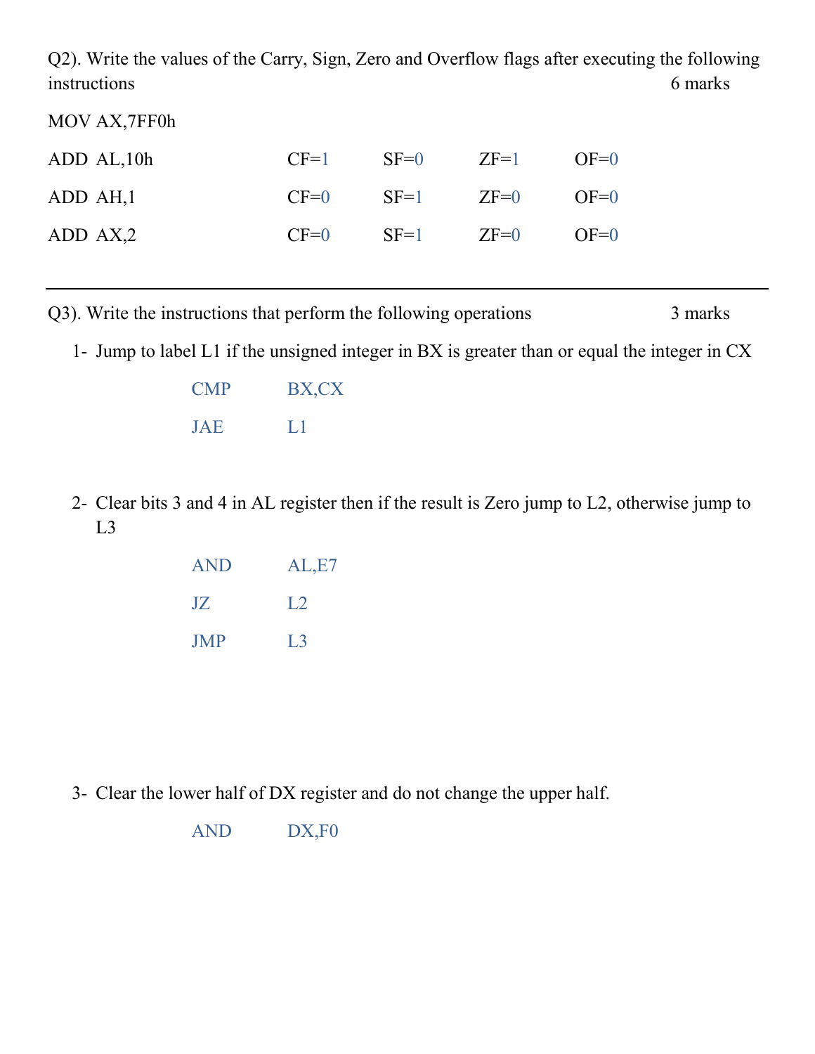Q2). Write the values of the Carry, Sign, Zero and Overflow flags after executing the following instructions 6 marks

MOV AX,7FF0h

| | | | | |
|---|---|---|---|---|
| ADD AL,10h | CF=1 | SF=0 | ZF=1 | OF=0 |
| ADD AH,1 | CF=0 | SF=1 | ZF=0 | OF=0 |
| ADD AX,2 | CF=0 | SF=1 | ZF=0 | OF=0 |

---

Q3). Write the instructions that perform the following operations 3 marks

1- Jump to label L1 if the unsigned integer in BX is greater than or equal the integer in CX

```
CMP     BX,CX
JAE     L1
```

2- Clear bits 3 and 4 in AL register then if the result is Zero jump to L2, otherwise jump to L3

```
AND     AL,E7
JZ      L2
JMP     L3
```

3- Clear the lower half of DX register and do not change the upper half.

```
AND     DX,F0
```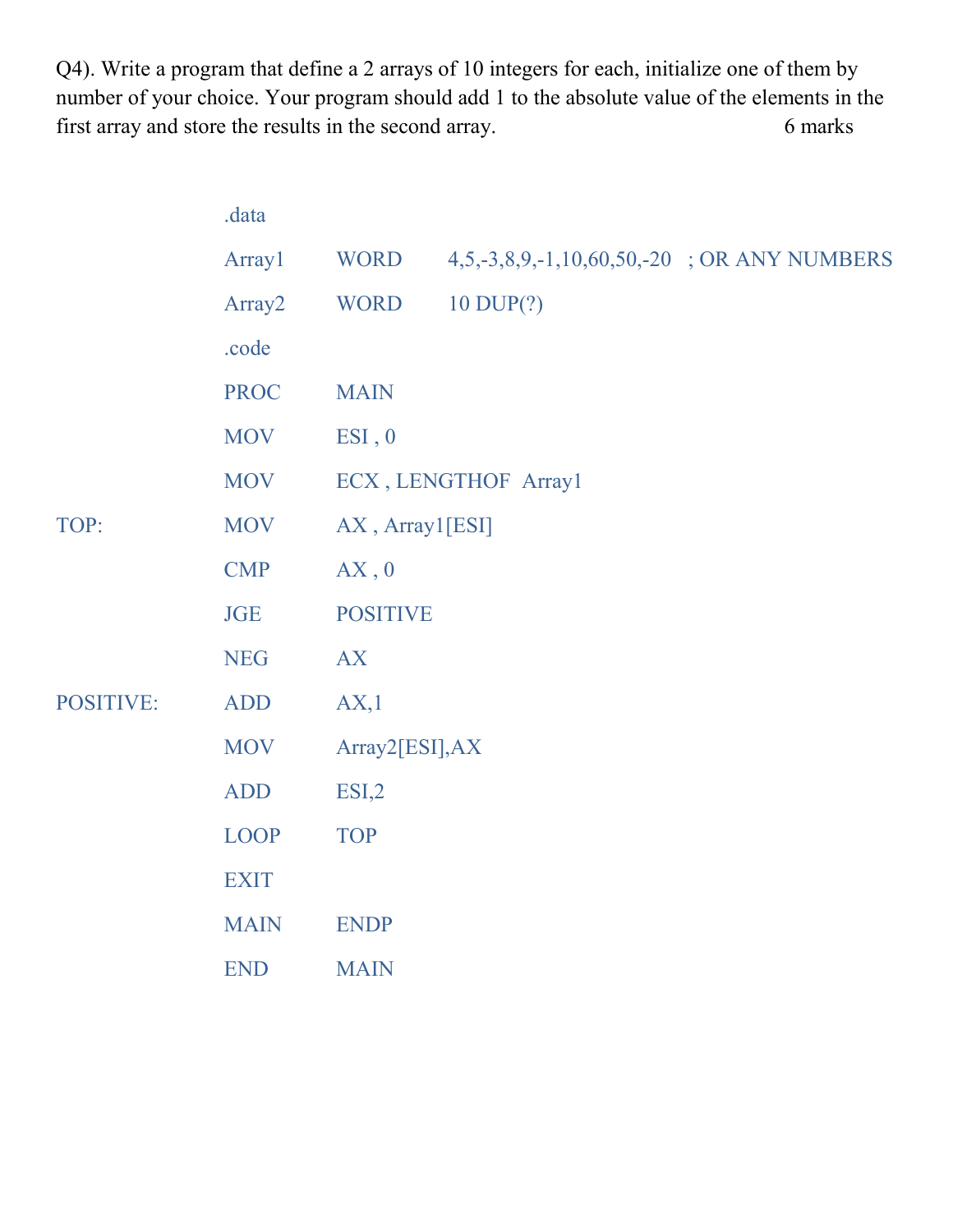Q4). Write a program that define a 2 arrays of 10 integers for each, initialize one of them by number of your choice. Your program should add 1 to the absolute value of the elements in the first array and store the results in the second array. 6 marks

```
            .data
            Array1      WORD    4,5,-3,8,9,-1,10,60,50,-20   ; OR ANY NUMBERS
            Array2      WORD    10 DUP(?)
            .code
            PROC        MAIN
            MOV         ESI , 0
            MOV         ECX , LENGTHOF  Array1
TOP:        MOV         AX , Array1[ESI]
            CMP         AX , 0
            JGE         POSITIVE
            NEG         AX
POSITIVE:   ADD         AX,1
            MOV         Array2[ESI],AX
            ADD         ESI,2
            LOOP        TOP
            EXIT
            MAIN        ENDP
            END         MAIN
```